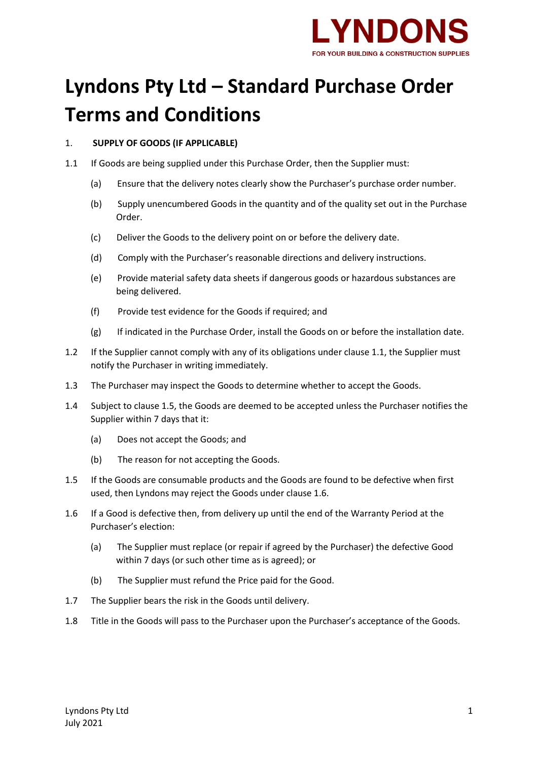LYNDONS
FOR YOUR BUILDING & CONSTRUCTION SUPPLIES

# Lyndons Pty Ltd – Standard Purchase Order Terms and Conditions

1. **SUPPLY OF GOODS (IF APPLICABLE)**

1.1 If Goods are being supplied under this Purchase Order, then the Supplier must:

(a) Ensure that the delivery notes clearly show the Purchaser's purchase order number.

(b) Supply unencumbered Goods in the quantity and of the quality set out in the Purchase Order.

(c) Deliver the Goods to the delivery point on or before the delivery date.

(d) Comply with the Purchaser's reasonable directions and delivery instructions.

(e) Provide material safety data sheets if dangerous goods or hazardous substances are being delivered.

(f) Provide test evidence for the Goods if required; and

(g) If indicated in the Purchase Order, install the Goods on or before the installation date.

1.2 If the Supplier cannot comply with any of its obligations under clause 1.1, the Supplier must notify the Purchaser in writing immediately.

1.3 The Purchaser may inspect the Goods to determine whether to accept the Goods.

1.4 Subject to clause 1.5, the Goods are deemed to be accepted unless the Purchaser notifies the Supplier within 7 days that it:

(a) Does not accept the Goods; and

(b) The reason for not accepting the Goods.

1.5 If the Goods are consumable products and the Goods are found to be defective when first used, then Lyndons may reject the Goods under clause 1.6.

1.6 If a Good is defective then, from delivery up until the end of the Warranty Period at the Purchaser's election:

(a) The Supplier must replace (or repair if agreed by the Purchaser) the defective Good within 7 days (or such other time as is agreed); or

(b) The Supplier must refund the Price paid for the Good.

1.7 The Supplier bears the risk in the Goods until delivery.

1.8 Title in the Goods will pass to the Purchaser upon the Purchaser's acceptance of the Goods.

Lyndons Pty Ltd
July 2021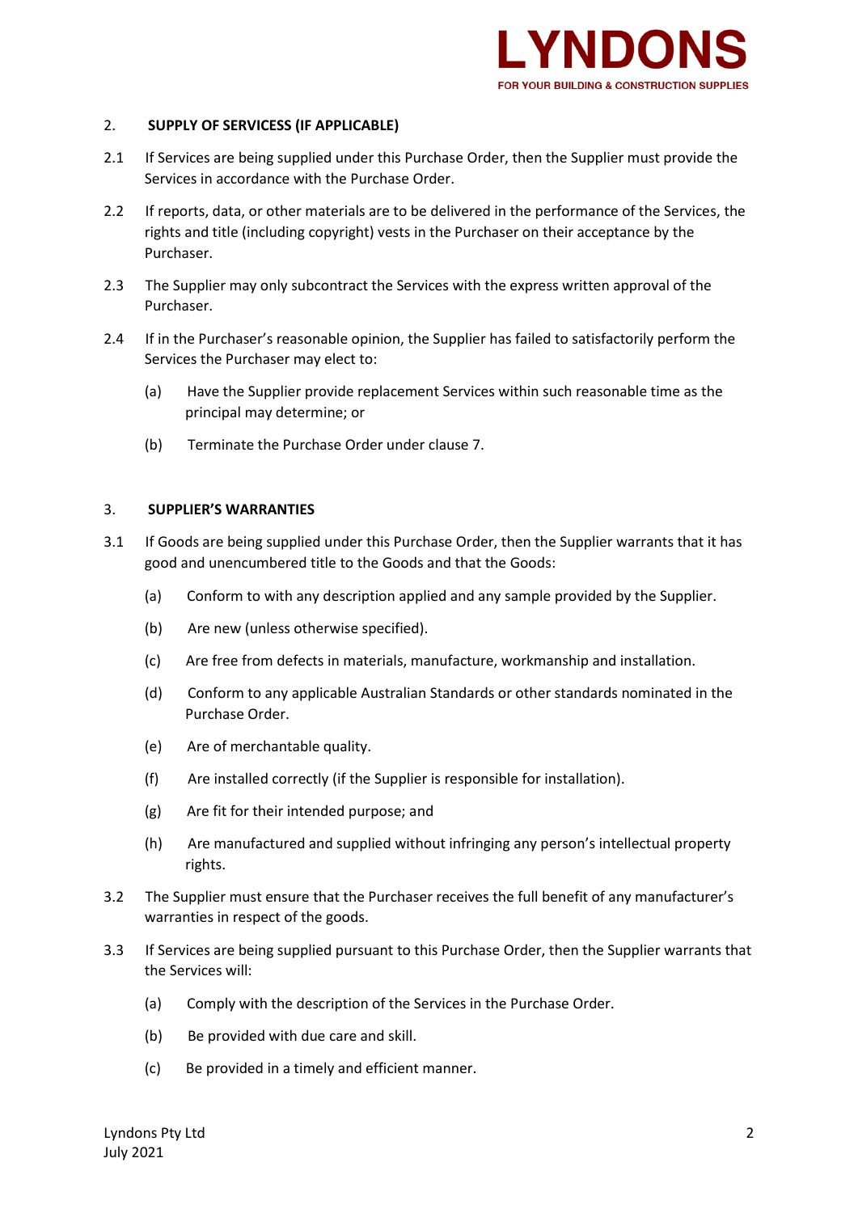## 2. SUPPLY OF SERVICESS (IF APPLICABLE)

2.1 If Services are being supplied under this Purchase Order, then the Supplier must provide the Services in accordance with the Purchase Order.

2.2 If reports, data, or other materials are to be delivered in the performance of the Services, the rights and title (including copyright) vests in the Purchaser on their acceptance by the Purchaser.

2.3 The Supplier may only subcontract the Services with the express written approval of the Purchaser.

2.4 If in the Purchaser's reasonable opinion, the Supplier has failed to satisfactorily perform the Services the Purchaser may elect to:

(a) Have the Supplier provide replacement Services within such reasonable time as the principal may determine; or

(b) Terminate the Purchase Order under clause 7.

## 3. SUPPLIER'S WARRANTIES

3.1 If Goods are being supplied under this Purchase Order, then the Supplier warrants that it has good and unencumbered title to the Goods and that the Goods:

(a) Conform to with any description applied and any sample provided by the Supplier.

(b) Are new (unless otherwise specified).

(c) Are free from defects in materials, manufacture, workmanship and installation.

(d) Conform to any applicable Australian Standards or other standards nominated in the Purchase Order.

(e) Are of merchantable quality.

(f) Are installed correctly (if the Supplier is responsible for installation).

(g) Are fit for their intended purpose; and

(h) Are manufactured and supplied without infringing any person's intellectual property rights.

3.2 The Supplier must ensure that the Purchaser receives the full benefit of any manufacturer's warranties in respect of the goods.

3.3 If Services are being supplied pursuant to this Purchase Order, then the Supplier warrants that the Services will:

(a) Comply with the description of the Services in the Purchase Order.

(b) Be provided with due care and skill.

(c) Be provided in a timely and efficient manner.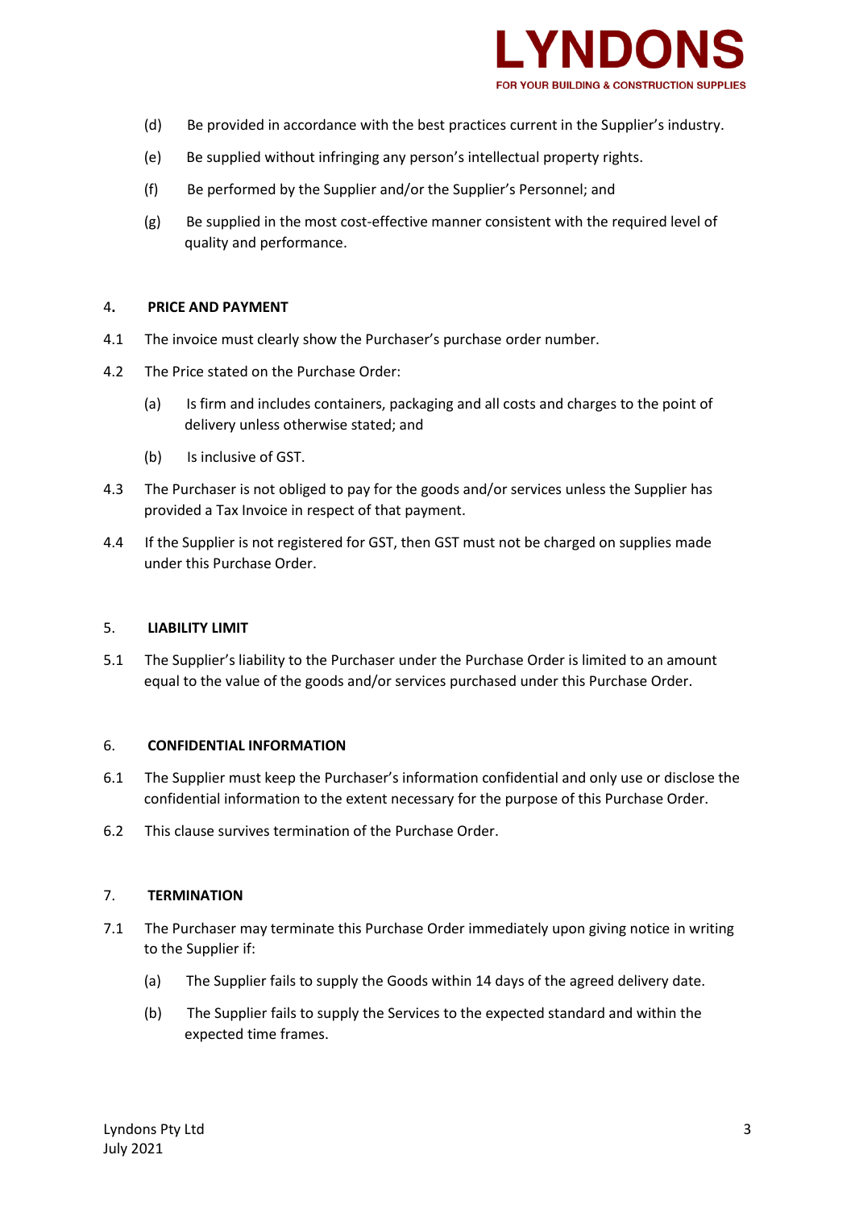(d) Be provided in accordance with the best practices current in the Supplier's industry.

(e) Be supplied without infringing any person's intellectual property rights.

(f) Be performed by the Supplier and/or the Supplier's Personnel; and

(g) Be supplied in the most cost-effective manner consistent with the required level of quality and performance.

## 4. PRICE AND PAYMENT

4.1 The invoice must clearly show the Purchaser's purchase order number.

4.2 The Price stated on the Purchase Order:

(a) Is firm and includes containers, packaging and all costs and charges to the point of delivery unless otherwise stated; and

(b) Is inclusive of GST.

4.3 The Purchaser is not obliged to pay for the goods and/or services unless the Supplier has provided a Tax Invoice in respect of that payment.

4.4 If the Supplier is not registered for GST, then GST must not be charged on supplies made under this Purchase Order.

## 5. LIABILITY LIMIT

5.1 The Supplier's liability to the Purchaser under the Purchase Order is limited to an amount equal to the value of the goods and/or services purchased under this Purchase Order.

## 6. CONFIDENTIAL INFORMATION

6.1 The Supplier must keep the Purchaser's information confidential and only use or disclose the confidential information to the extent necessary for the purpose of this Purchase Order.

6.2 This clause survives termination of the Purchase Order.

## 7. TERMINATION

7.1 The Purchaser may terminate this Purchase Order immediately upon giving notice in writing to the Supplier if:

(a) The Supplier fails to supply the Goods within 14 days of the agreed delivery date.

(b) The Supplier fails to supply the Services to the expected standard and within the expected time frames.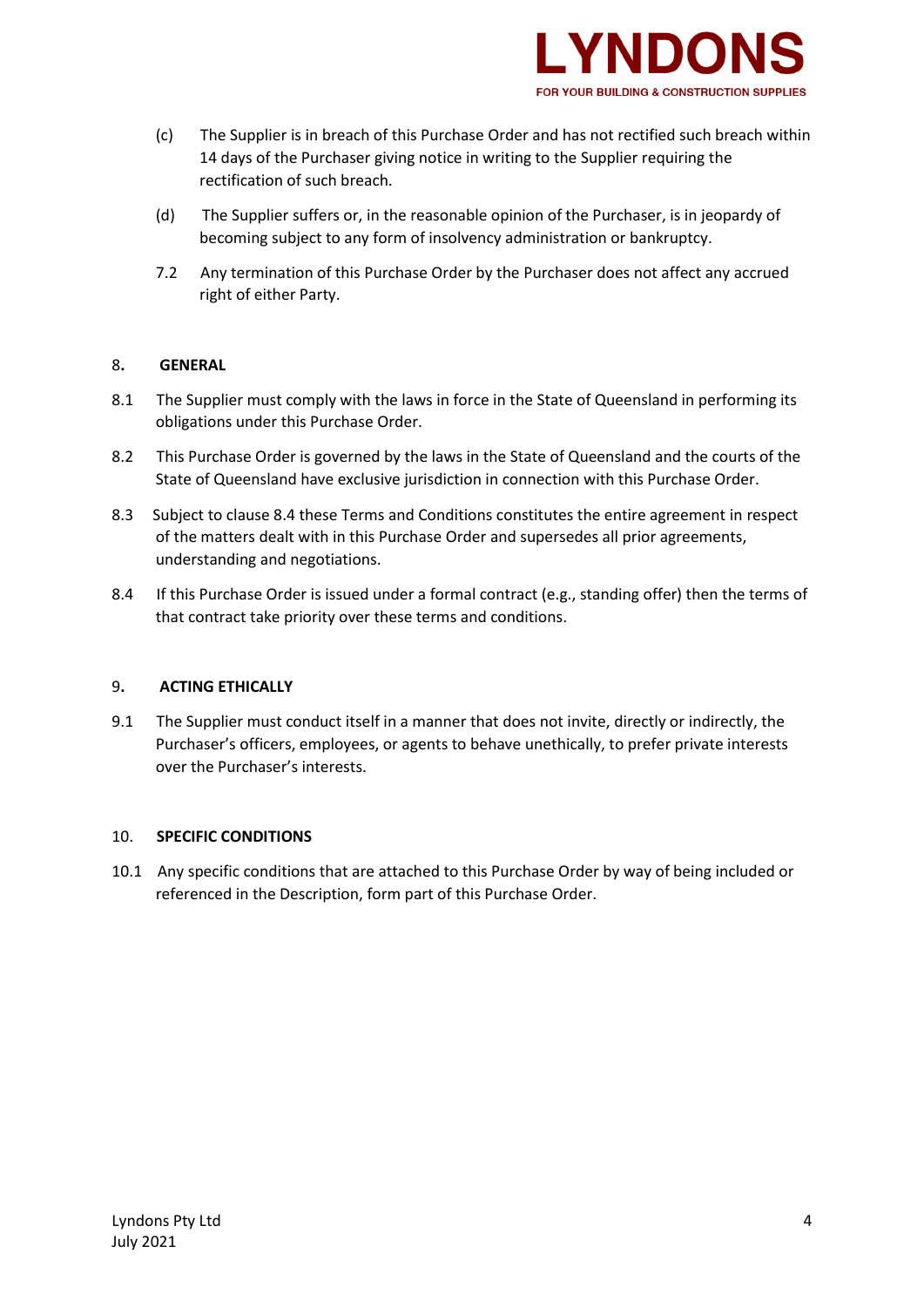(c) The Supplier is in breach of this Purchase Order and has not rectified such breach within 14 days of the Purchaser giving notice in writing to the Supplier requiring the rectification of such breach.

(d) The Supplier suffers or, in the reasonable opinion of the Purchaser, is in jeopardy of becoming subject to any form of insolvency administration or bankruptcy.

7.2 Any termination of this Purchase Order by the Purchaser does not affect any accrued right of either Party.

## 8. GENERAL

8.1 The Supplier must comply with the laws in force in the State of Queensland in performing its obligations under this Purchase Order.

8.2 This Purchase Order is governed by the laws in the State of Queensland and the courts of the State of Queensland have exclusive jurisdiction in connection with this Purchase Order.

8.3 Subject to clause 8.4 these Terms and Conditions constitutes the entire agreement in respect of the matters dealt with in this Purchase Order and supersedes all prior agreements, understanding and negotiations.

8.4 If this Purchase Order is issued under a formal contract (e.g., standing offer) then the terms of that contract take priority over these terms and conditions.

## 9. ACTING ETHICALLY

9.1 The Supplier must conduct itself in a manner that does not invite, directly or indirectly, the Purchaser's officers, employees, or agents to behave unethically, to prefer private interests over the Purchaser's interests.

## 10. SPECIFIC CONDITIONS

10.1 Any specific conditions that are attached to this Purchase Order by way of being included or referenced in the Description, form part of this Purchase Order.